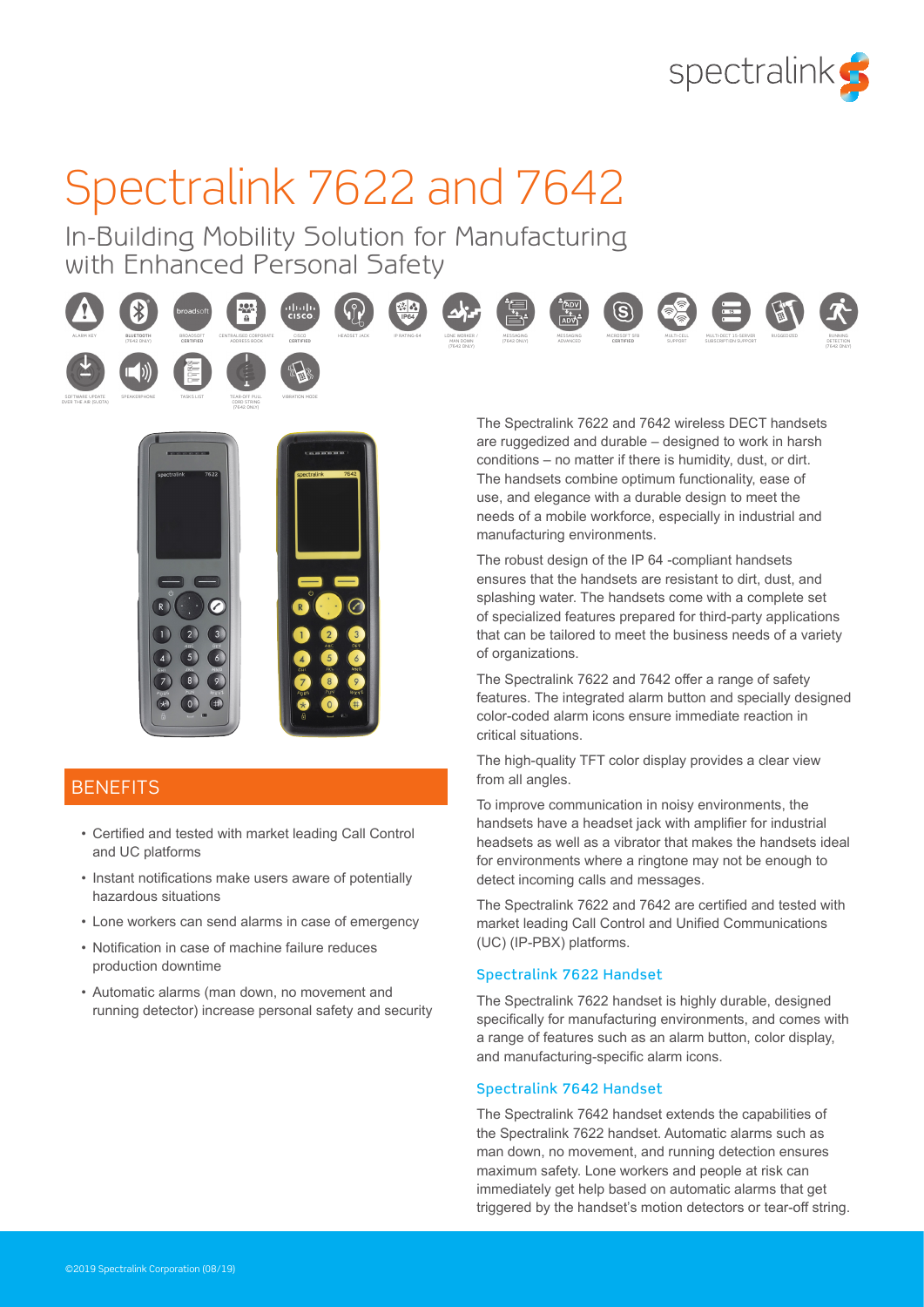# Spectralink 7622 and 7642

## In-Building Mobility Solution for Manufacturing with Enhanced Personal Safety

ALARM KEY · BLUETOOTH (7642 ONLY) · BROADSOFT CERTIFIED · CENTRALISED CORPORATE ADDRESS BOOK · CISCO CERTIFIED · HEADSET JACK · IP RATING 64 · LONE WORKER / MAN DOWN (7642 ONLY) · MESSAGING (7642 ONLY) · MESSAGING ADVANCED · MICROSOFT SFB CERTIFIED · MULTI-CELL SUPPORT · MULTI-DECT 15-SERVER SUBSCRIPTION SUPPORT · RUGGEDIZED · RUNNING DETECTION (7642 ONLY) · SOFTWARE UPDATE OVER THE AIR (SUOTA) · SPEAKERPHONE · TASKS LIST · TEAR-OFF PULL CORD STRING (7642 ONLY) · VIBRATION MODE

## BENEFITS

- Certified and tested with market leading Call Control and UC platforms
- Instant notifications make users aware of potentially hazardous situations
- Lone workers can send alarms in case of emergency
- Notification in case of machine failure reduces production downtime
- Automatic alarms (man down, no movement and running detector) increase personal safety and security

The Spectralink 7622 and 7642 wireless DECT handsets are ruggedized and durable – designed to work in harsh conditions – no matter if there is humidity, dust, or dirt. The handsets combine optimum functionality, ease of use, and elegance with a durable design to meet the needs of a mobile workforce, especially in industrial and manufacturing environments.

The robust design of the IP 64 -compliant handsets ensures that the handsets are resistant to dirt, dust, and splashing water. The handsets come with a complete set of specialized features prepared for third-party applications that can be tailored to meet the business needs of a variety of organizations.

The Spectralink 7622 and 7642 offer a range of safety features. The integrated alarm button and specially designed color-coded alarm icons ensure immediate reaction in critical situations.

The high-quality TFT color display provides a clear view from all angles.

To improve communication in noisy environments, the handsets have a headset jack with amplifier for industrial headsets as well as a vibrator that makes the handsets ideal for environments where a ringtone may not be enough to detect incoming calls and messages.

The Spectralink 7622 and 7642 are certified and tested with market leading Call Control and Unified Communications (UC) (IP-PBX) platforms.

### Spectralink 7622 Handset

The Spectralink 7622 handset is highly durable, designed specifically for manufacturing environments, and comes with a range of features such as an alarm button, color display, and manufacturing-specific alarm icons.

### Spectralink 7642 Handset

The Spectralink 7642 handset extends the capabilities of the Spectralink 7622 handset. Automatic alarms such as man down, no movement, and running detection ensures maximum safety. Lone workers and people at risk can immediately get help based on automatic alarms that get triggered by the handset's motion detectors or tear-off string.

©2019 Spectralink Corporation (08/19)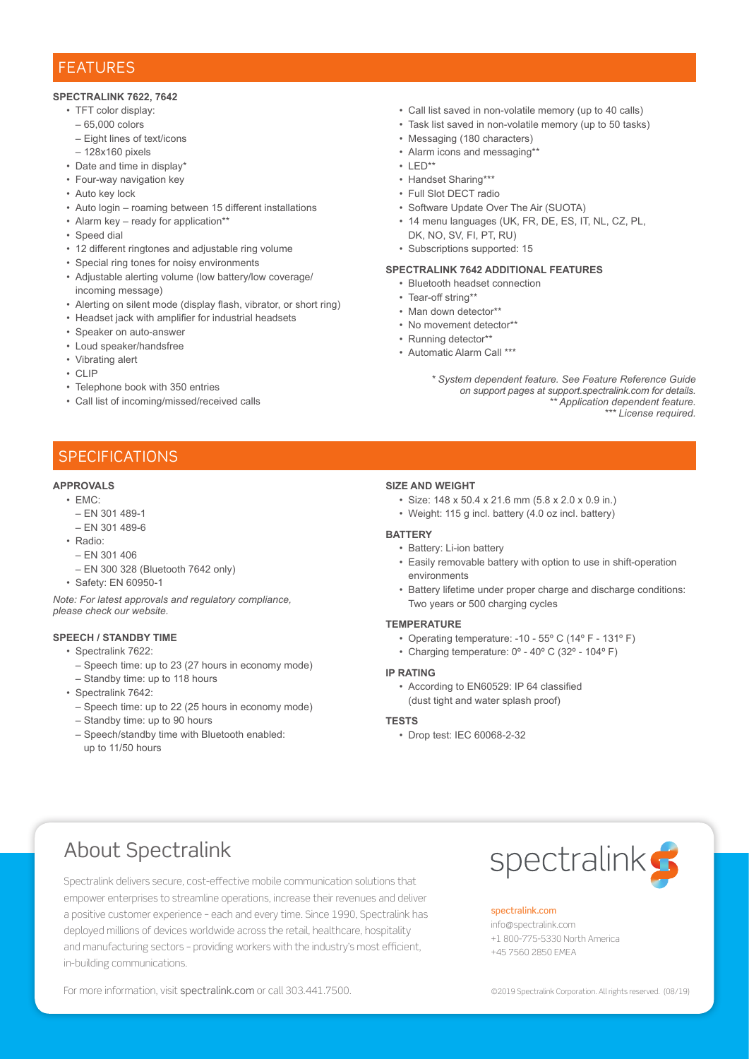## FEATURES

### SPECTRALINK 7622, 7642

- TFT color display:
  - 65,000 colors
  - Eight lines of text/icons
  - 128x160 pixels
- Date and time in display*
- Four-way navigation key
- Auto key lock
- Auto login – roaming between 15 different installations
- Alarm key – ready for application**
- Speed dial
- 12 different ringtones and adjustable ring volume
- Special ring tones for noisy environments
- Adjustable alerting volume (low battery/low coverage/ incoming message)
- Alerting on silent mode (display flash, vibrator, or short ring)
- Headset jack with amplifier for industrial headsets
- Speaker on auto-answer
- Loud speaker/handsfree
- Vibrating alert
- CLIP
- Telephone book with 350 entries
- Call list of incoming/missed/received calls
- Call list saved in non-volatile memory (up to 40 calls)
- Task list saved in non-volatile memory (up to 50 tasks)
- Messaging (180 characters)
- Alarm icons and messaging**
- LED**
- Handset Sharing***
- Full Slot DECT radio
- Software Update Over The Air (SUOTA)
- 14 menu languages (UK, FR, DE, ES, IT, NL, CZ, PL, DK, NO, SV, FI, PT, RU)
- Subscriptions supported: 15

### SPECTRALINK 7642 ADDITIONAL FEATURES

- Bluetooth headset connection
- Tear-off string**
- Man down detector**
- No movement detector**
- Running detector**
- Automatic Alarm Call ***

*\* System dependent feature. See Feature Reference Guide on support pages at support.spectralink.com for details.*
*\*\* Application dependent feature.*
*\*\*\* License required.*

## SPECIFICATIONS

### APPROVALS

- EMC:
  - EN 301 489-1
  - EN 301 489-6
- Radio:
  - EN 301 406
  - EN 300 328 (Bluetooth 7642 only)
- Safety: EN 60950-1

*Note: For latest approvals and regulatory compliance, please check our website.*

### SPEECH / STANDBY TIME

- Spectralink 7622:
  - Speech time: up to 23 (27 hours in economy mode)
  - Standby time: up to 118 hours
- Spectralink 7642:
  - Speech time: up to 22 (25 hours in economy mode)
  - Standby time: up to 90 hours
  - Speech/standby time with Bluetooth enabled: up to 11/50 hours

### SIZE AND WEIGHT

- Size: 148 x 50.4 x 21.6 mm (5.8 x 2.0 x 0.9 in.)
- Weight: 115 g incl. battery (4.0 oz incl. battery)

### BATTERY

- Battery: Li-ion battery
- Easily removable battery with option to use in shift-operation environments
- Battery lifetime under proper charge and discharge conditions: Two years or 500 charging cycles

### TEMPERATURE

- Operating temperature: -10 - 55º C (14º F - 131º F)
- Charging temperature: 0º - 40º C (32º - 104º F)

### IP RATING

- According to EN60529: IP 64 classified (dust tight and water splash proof)

### TESTS

- Drop test: IEC 60068-2-32

## About Spectralink

Spectralink delivers secure, cost-effective mobile communication solutions that empower enterprises to streamline operations, increase their revenues and deliver a positive customer experience - each and every time. Since 1990, Spectralink has deployed millions of devices worldwide across the retail, healthcare, hospitality and manufacturing sectors - providing workers with the industry's most efficient, in-building communications.

For more information, visit spectralink.com or call 303.441.7500.

spectralink

spectralink.com
info@spectralink.com
+1 800-775-5330 North America
+45 7560 2850 EMEA

©2019 Spectralink Corporation. All rights reserved. (08/19)